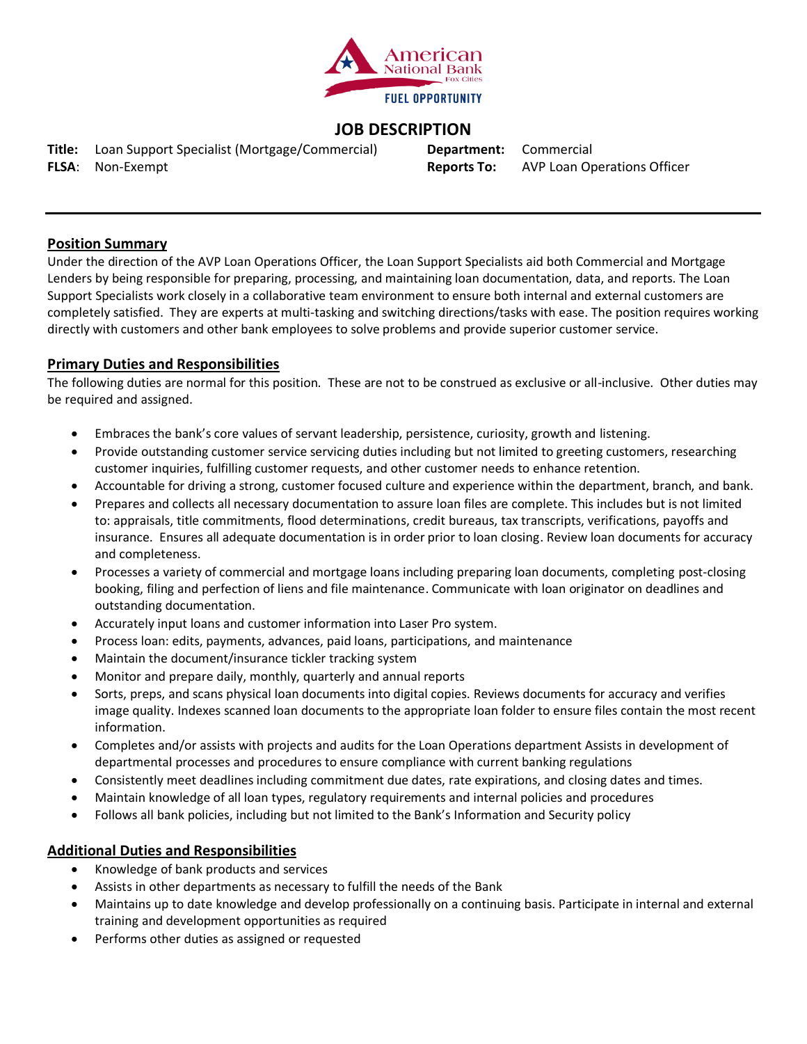American National Bank
Fox Cities
FUEL OPPORTUNITY

# JOB DESCRIPTION

**Title:** Loan Support Specialist (Mortgage/Commercial)
**Department:** Commercial
**FLSA:** Non-Exempt
**Reports To:** AVP Loan Operations Officer

---

## Position Summary

Under the direction of the AVP Loan Operations Officer, the Loan Support Specialists aid both Commercial and Mortgage Lenders by being responsible for preparing, processing, and maintaining loan documentation, data, and reports. The Loan Support Specialists work closely in a collaborative team environment to ensure both internal and external customers are completely satisfied. They are experts at multi-tasking and switching directions/tasks with ease. The position requires working directly with customers and other bank employees to solve problems and provide superior customer service.

## Primary Duties and Responsibilities

The following duties are normal for this position. These are not to be construed as exclusive or all-inclusive. Other duties may be required and assigned.

- Embraces the bank's core values of servant leadership, persistence, curiosity, growth and listening.
- Provide outstanding customer service servicing duties including but not limited to greeting customers, researching customer inquiries, fulfilling customer requests, and other customer needs to enhance retention.
- Accountable for driving a strong, customer focused culture and experience within the department, branch, and bank.
- Prepares and collects all necessary documentation to assure loan files are complete. This includes but is not limited to: appraisals, title commitments, flood determinations, credit bureaus, tax transcripts, verifications, payoffs and insurance. Ensures all adequate documentation is in order prior to loan closing. Review loan documents for accuracy and completeness.
- Processes a variety of commercial and mortgage loans including preparing loan documents, completing post-closing booking, filing and perfection of liens and file maintenance. Communicate with loan originator on deadlines and outstanding documentation.
- Accurately input loans and customer information into Laser Pro system.
- Process loan: edits, payments, advances, paid loans, participations, and maintenance
- Maintain the document/insurance tickler tracking system
- Monitor and prepare daily, monthly, quarterly and annual reports
- Sorts, preps, and scans physical loan documents into digital copies. Reviews documents for accuracy and verifies image quality. Indexes scanned loan documents to the appropriate loan folder to ensure files contain the most recent information.
- Completes and/or assists with projects and audits for the Loan Operations department Assists in development of departmental processes and procedures to ensure compliance with current banking regulations
- Consistently meet deadlines including commitment due dates, rate expirations, and closing dates and times.
- Maintain knowledge of all loan types, regulatory requirements and internal policies and procedures
- Follows all bank policies, including but not limited to the Bank's Information and Security policy

## Additional Duties and Responsibilities

- Knowledge of bank products and services
- Assists in other departments as necessary to fulfill the needs of the Bank
- Maintains up to date knowledge and develop professionally on a continuing basis. Participate in internal and external training and development opportunities as required
- Performs other duties as assigned or requested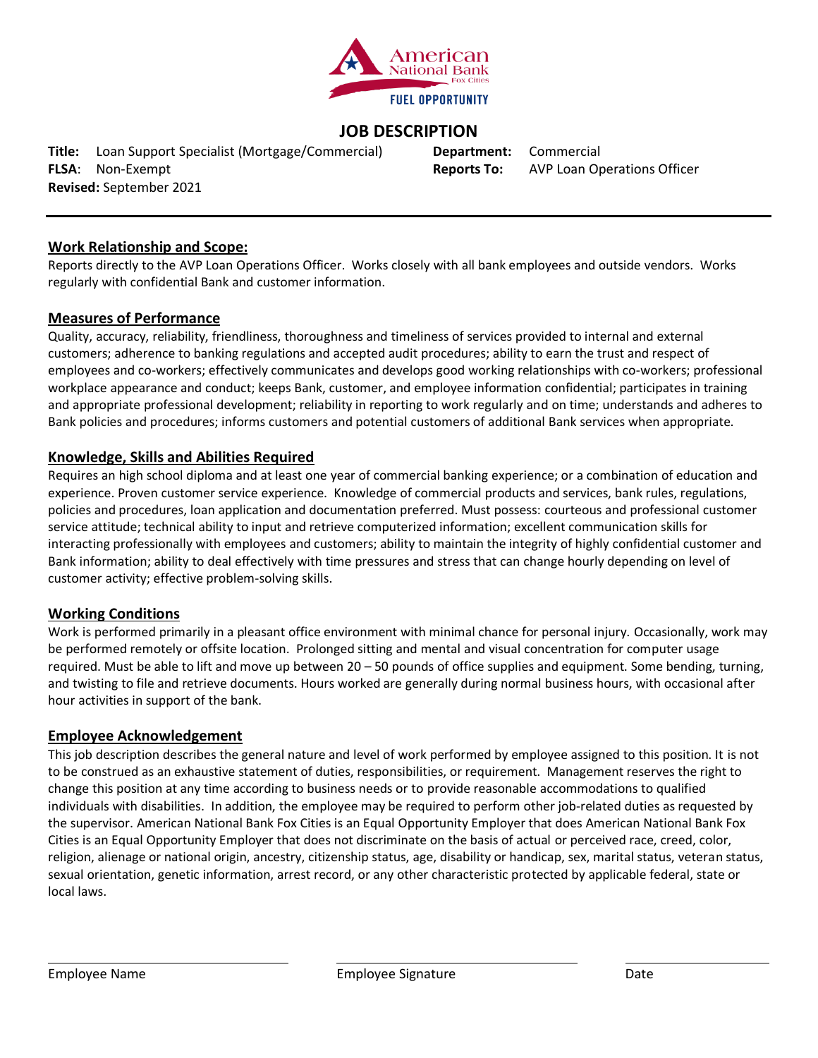# JOB DESCRIPTION

**Title:** Loan Support Specialist (Mortgage/Commercial) **Department:** Commercial
**FLSA**: Non-Exempt **Reports To:** AVP Loan Operations Officer
**Revised:** September 2021

---

## Work Relationship and Scope:

Reports directly to the AVP Loan Operations Officer. Works closely with all bank employees and outside vendors. Works regularly with confidential Bank and customer information.

## Measures of Performance

Quality, accuracy, reliability, friendliness, thoroughness and timeliness of services provided to internal and external customers; adherence to banking regulations and accepted audit procedures; ability to earn the trust and respect of employees and co-workers; effectively communicates and develops good working relationships with co-workers; professional workplace appearance and conduct; keeps Bank, customer, and employee information confidential; participates in training and appropriate professional development; reliability in reporting to work regularly and on time; understands and adheres to Bank policies and procedures; informs customers and potential customers of additional Bank services when appropriate.

## Knowledge, Skills and Abilities Required

Requires an high school diploma and at least one year of commercial banking experience; or a combination of education and experience. Proven customer service experience. Knowledge of commercial products and services, bank rules, regulations, policies and procedures, loan application and documentation preferred. Must possess: courteous and professional customer service attitude; technical ability to input and retrieve computerized information; excellent communication skills for interacting professionally with employees and customers; ability to maintain the integrity of highly confidential customer and Bank information; ability to deal effectively with time pressures and stress that can change hourly depending on level of customer activity; effective problem-solving skills.

## Working Conditions

Work is performed primarily in a pleasant office environment with minimal chance for personal injury. Occasionally, work may be performed remotely or offsite location. Prolonged sitting and mental and visual concentration for computer usage required. Must be able to lift and move up between 20 – 50 pounds of office supplies and equipment. Some bending, turning, and twisting to file and retrieve documents. Hours worked are generally during normal business hours, with occasional after hour activities in support of the bank.

## Employee Acknowledgement

This job description describes the general nature and level of work performed by employee assigned to this position. It is not to be construed as an exhaustive statement of duties, responsibilities, or requirement. Management reserves the right to change this position at any time according to business needs or to provide reasonable accommodations to qualified individuals with disabilities. In addition, the employee may be required to perform other job-related duties as requested by the supervisor. American National Bank Fox Cities is an Equal Opportunity Employer that does American National Bank Fox Cities is an Equal Opportunity Employer that does not discriminate on the basis of actual or perceived race, creed, color, religion, alienage or national origin, ancestry, citizenship status, age, disability or handicap, sex, marital status, veteran status, sexual orientation, genetic information, arrest record, or any other characteristic protected by applicable federal, state or local laws.

\_\_\_\_\_\_\_\_\_\_\_\_\_\_\_\_\_\_\_\_\_\_\_\_ \_\_\_\_\_\_\_\_\_\_\_\_\_\_\_\_\_\_\_\_\_\_\_\_ \_\_\_\_\_\_\_\_\_\_\_\_\_\_\_\_

Employee Name Employee Signature Date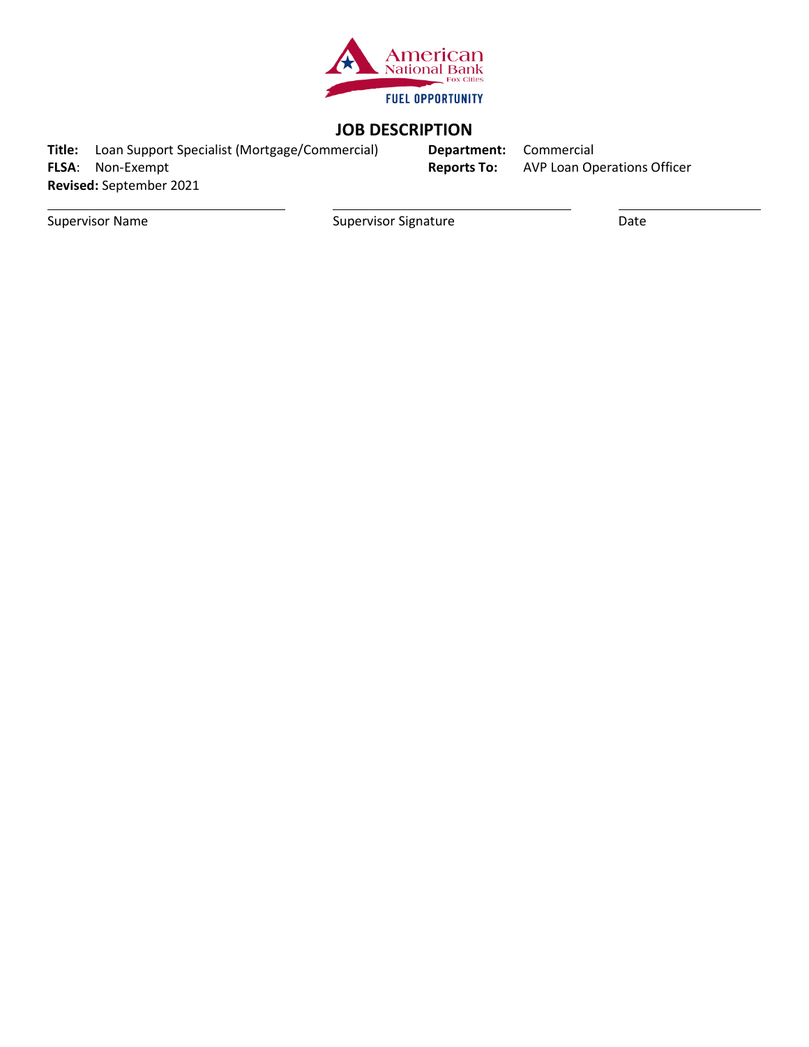# JOB DESCRIPTION

**Title:** Loan Support Specialist (Mortgage/Commercial)
**FLSA**: Non-Exempt
**Revised:** September 2021

**Department:** Commercial
**Reports To:** AVP Loan Operations Officer

| | | |
|---|---|---|
| Supervisor Name | Supervisor Signature | Date |